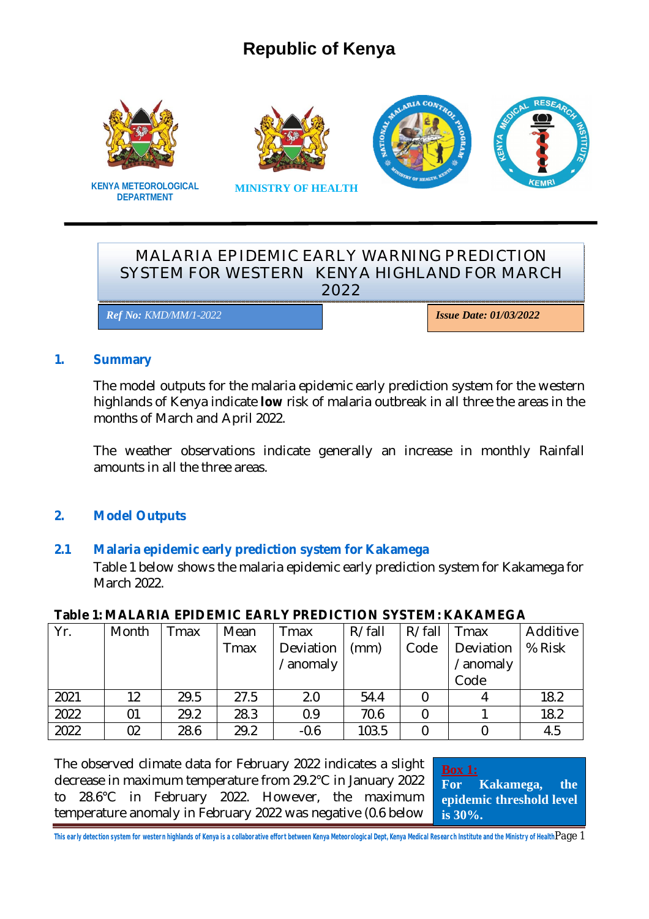# Republic of Kenya

KENYA METEOROLOGICAL DEPARTMENT

MINISTRY OF HEALTH

## MALARIA EPIDEMIC EARLY WARNING PREDICTION SYSTEM FOR WESTERN KENYA HIGHLAND FOR MARCH 2022

***Ref No:** KMD/MM/1-2022*

***Issue Date: 01/03/2022***

## 1. Summary

The model outputs for the malaria epidemic early prediction system for the western highlands of Kenya indicate **low** risk of malaria outbreak in all three the areas in the months of March and April 2022.

The weather observations indicate generally an increase in monthly Rainfall amounts in all the three areas.

## 2. Model Outputs

### 2.1 Malaria epidemic early prediction system for Kakamega

Table 1 below shows the malaria epidemic early prediction system for Kakamega for March 2022.

**Table 1: MALARIA EPIDEMIC EARLY PREDICTION SYSTEM: KAKAMEGA**

| Yr. | Month | Tmax | Mean Tmax | Tmax Deviation / anomaly | R/fall (mm) | R/fall Code | Tmax Deviation / anomaly Code | Additive % Risk |
|---|---|---|---|---|---|---|---|---|
| 2021 | 12 | 29.5 | 27.5 | 2.0 | 54.4 | 0 | 4 | 18.2 |
| 2022 | 01 | 29.2 | 28.3 | 0.9 | 70.6 | 0 | 1 | 18.2 |
| 2022 | 02 | 28.6 | 29.2 | -0.6 | 103.5 | 0 | 0 | 4.5 |

The observed climate data for February 2022 indicates a slight decrease in maximum temperature from 29.2°C in January 2022 to 28.6°C in February 2022. However, the maximum temperature anomaly in February 2022 was negative (0.6 below

**Box 1:**
**For Kakamega, the epidemic threshold level is 30%.**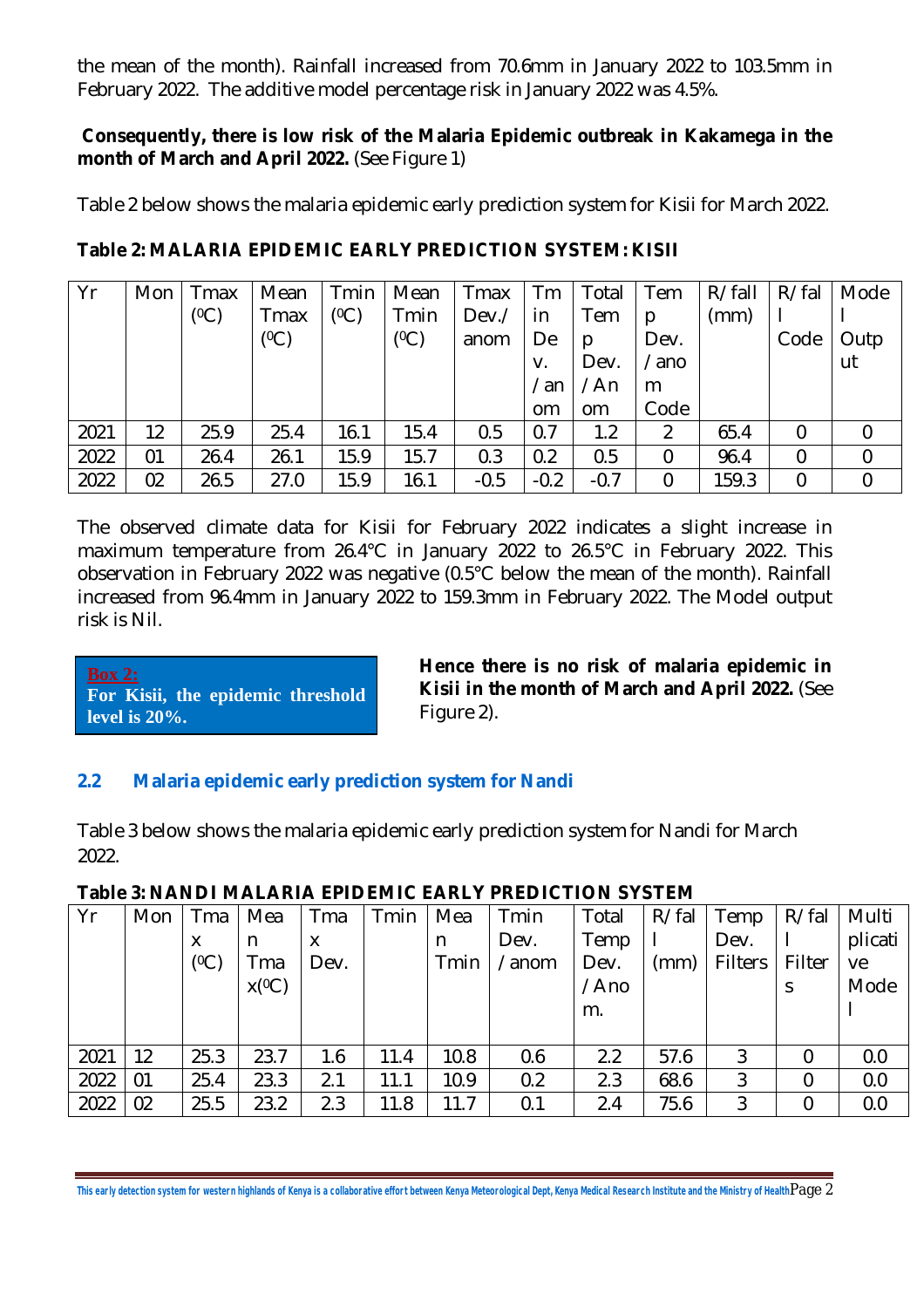the mean of the month). Rainfall increased from 70.6mm in January 2022 to 103.5mm in February 2022. The additive model percentage risk in January 2022 was 4.5%.

**Consequently, there is low risk of the Malaria Epidemic outbreak in Kakamega in the month of March and April 2022.** (See Figure 1)

Table 2 below shows the malaria epidemic early prediction system for Kisii for March 2022.

**Table 2: MALARIA EPIDEMIC EARLY PREDICTION SYSTEM: KISII**

| Yr | Mon | Tmax (⁰C) | Mean Tmax (⁰C) | Tmin (⁰C) | Mean Tmin (⁰C) | Tmax Dev./ anom | Tmin Dev. /anom | Total Temp Dev. /Anom | Temp Dev. /anom Code | R/fall (mm) | R/fall Code | Model Output |
|---|---|---|---|---|---|---|---|---|---|---|---|---|
| 2021 | 12 | 25.9 | 25.4 | 16.1 | 15.4 | 0.5 | 0.7 | 1.2 | 2 | 65.4 | 0 | 0 |
| 2022 | 01 | 26.4 | 26.1 | 15.9 | 15.7 | 0.3 | 0.2 | 0.5 | 0 | 96.4 | 0 | 0 |
| 2022 | 02 | 26.5 | 27.0 | 15.9 | 16.1 | -0.5 | -0.2 | -0.7 | 0 | 159.3 | 0 | 0 |

The observed climate data for Kisii for February 2022 indicates a slight increase in maximum temperature from 26.4°C in January 2022 to 26.5°C in February 2022. This observation in February 2022 was negative (0.5°C below the mean of the month). Rainfall increased from 96.4mm in January 2022 to 159.3mm in February 2022. The Model output risk is Nil.

**Box 2:**
**For Kisii, the epidemic threshold level is 20%.**

**Hence there is no risk of malaria epidemic in Kisii in the month of March and April 2022.** (See Figure 2).

## 2.2 Malaria epidemic early prediction system for Nandi

Table 3 below shows the malaria epidemic early prediction system for Nandi for March 2022.

**Table 3: NANDI MALARIA EPIDEMIC EARLY PREDICTION SYSTEM**

| Yr | Mon | Tmax (⁰C) | Mean Tmax(⁰C) | Tmax Dev. | Tmin | Mean Tmin | Tmin Dev. /anom | Total Temp Dev. /Anom. | R/fall (mm) | Temp Dev. Filters | R/fall Filters | Multiplicative Model |
|---|---|---|---|---|---|---|---|---|---|---|---|---|
| 2021 | 12 | 25.3 | 23.7 | 1.6 | 11.4 | 10.8 | 0.6 | 2.2 | 57.6 | 3 | 0 | 0.0 |
| 2022 | 01 | 25.4 | 23.3 | 2.1 | 11.1 | 10.9 | 0.2 | 2.3 | 68.6 | 3 | 0 | 0.0 |
| 2022 | 02 | 25.5 | 23.2 | 2.3 | 11.8 | 11.7 | 0.1 | 2.4 | 75.6 | 3 | 0 | 0.0 |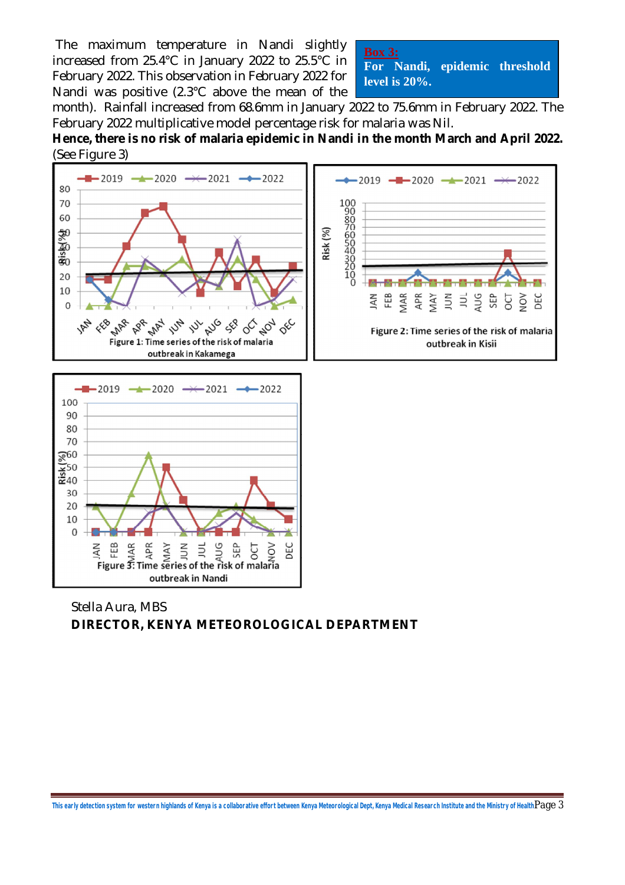The maximum temperature in Nandi slightly increased from 25.4°C in January 2022 to 25.5°C in February 2022. This observation in February 2022 for Nandi was positive (2.3°C above the mean of the month). Rainfall increased from 68.6mm in January 2022 to 75.6mm in February 2022. The February 2022 multiplicative model percentage risk for malaria was Nil.

**Box 3:**
**For Nandi, epidemic threshold level is 20%.**

**Hence, there is no risk of malaria epidemic in Nandi in the month March and April 2022.** (See Figure 3)

2019 2020 2021 2022

Risk (%)

80
70
60
50
40
30
20
10
0

JAN FEB MAR APR MAY JUN JUL AUG SEP OCT NOV DEC

Figure 1: Time series of the risk of malaria outbreak in Kakamega

2019 2020 2021 2022

Risk (%)

100
90
80
70
60
50
40
30
20
10
0

JAN FEB MAR APR MAY JUN JUL AUG SEP OCT NOV DEC

Figure 2: Time series of the risk of malaria outbreak in Kisii

2019 2020 2021 2022

Risk (%)

100
90
80
70
60
50
40
30
20
10
0

JAN FEB MAR APR MAY JUN JUL AUG SEP OCT NOV DEC

Figure 3: Time series of the risk of malaria outbreak in Nandi

Stella Aura, MBS

**DIRECTOR, KENYA METEOROLOGICAL DEPARTMENT**

This early detection system for western highlands of Kenya is a collaborative effort between Kenya Meteorological Dept, Kenya Medical Research Institute and the Ministry of Health